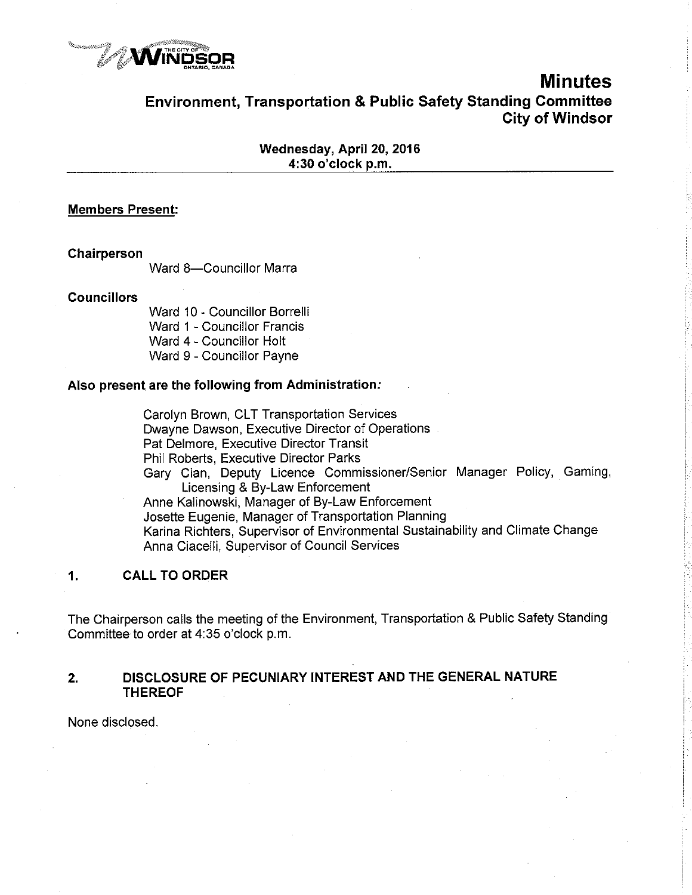# Minutes

## Environment, Transportation & Public Safety Standing Committee City of Windsor

**Wednesday, April 20, 2016**
**4:30 o'clock p.m.**

**Members Present:**

**Chairperson**

Ward 8—Councillor Marra

**Councillors**

Ward 10 - Councillor Borrelli
Ward 1 - Councillor Francis
Ward 4 - Councillor Holt
Ward 9 - Councillor Payne

**Also present are the following from Administration:**

Carolyn Brown, CLT Transportation Services
Dwayne Dawson, Executive Director of Operations
Pat Delmore, Executive Director Transit
Phil Roberts, Executive Director Parks
Gary Cian, Deputy Licence Commissioner/Senior Manager Policy, Gaming, Licensing & By-Law Enforcement
Anne Kalinowski, Manager of By-Law Enforcement
Josette Eugenie, Manager of Transportation Planning
Karina Richters, Supervisor of Environmental Sustainability and Climate Change
Anna Ciacelli, Supervisor of Council Services

## 1. CALL TO ORDER

The Chairperson calls the meeting of the Environment, Transportation & Public Safety Standing Committee to order at 4:35 o'clock p.m.

## 2. DISCLOSURE OF PECUNIARY INTEREST AND THE GENERAL NATURE THEREOF

None disclosed.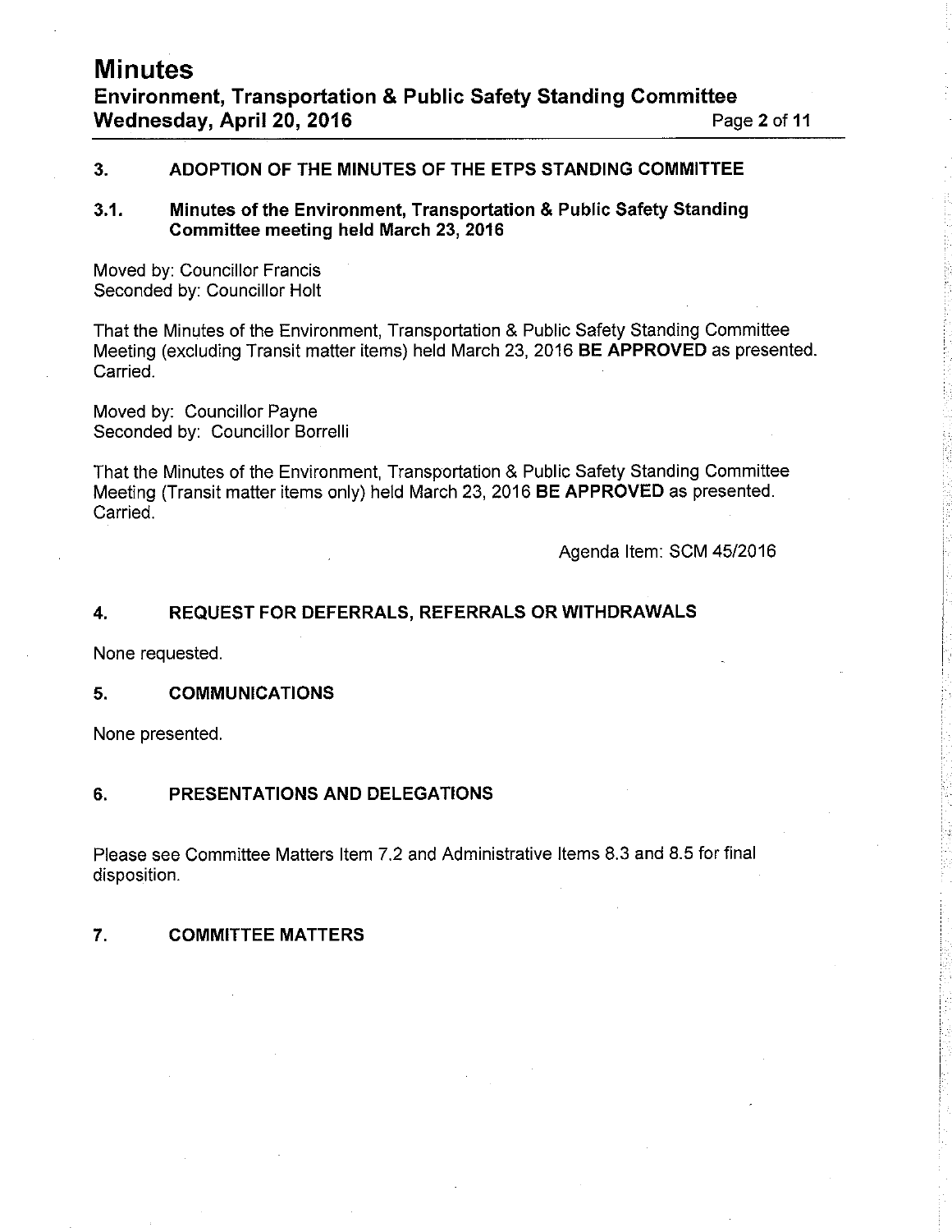## 3. ADOPTION OF THE MINUTES OF THE ETPS STANDING COMMITTEE

### 3.1. Minutes of the Environment, Transportation & Public Safety Standing Committee meeting held March 23, 2016

Moved by: Councillor Francis
Seconded by: Councillor Holt

That the Minutes of the Environment, Transportation & Public Safety Standing Committee Meeting (excluding Transit matter items) held March 23, 2016 **BE APPROVED** as presented. Carried.

Moved by: Councillor Payne
Seconded by: Councillor Borrelli

That the Minutes of the Environment, Transportation & Public Safety Standing Committee Meeting (Transit matter items only) held March 23, 2016 **BE APPROVED** as presented. Carried.

Agenda Item: SCM 45/2016

## 4. REQUEST FOR DEFERRALS, REFERRALS OR WITHDRAWALS

None requested.

## 5. COMMUNICATIONS

None presented.

## 6. PRESENTATIONS AND DELEGATIONS

Please see Committee Matters Item 7.2 and Administrative Items 8.3 and 8.5 for final disposition.

## 7. COMMITTEE MATTERS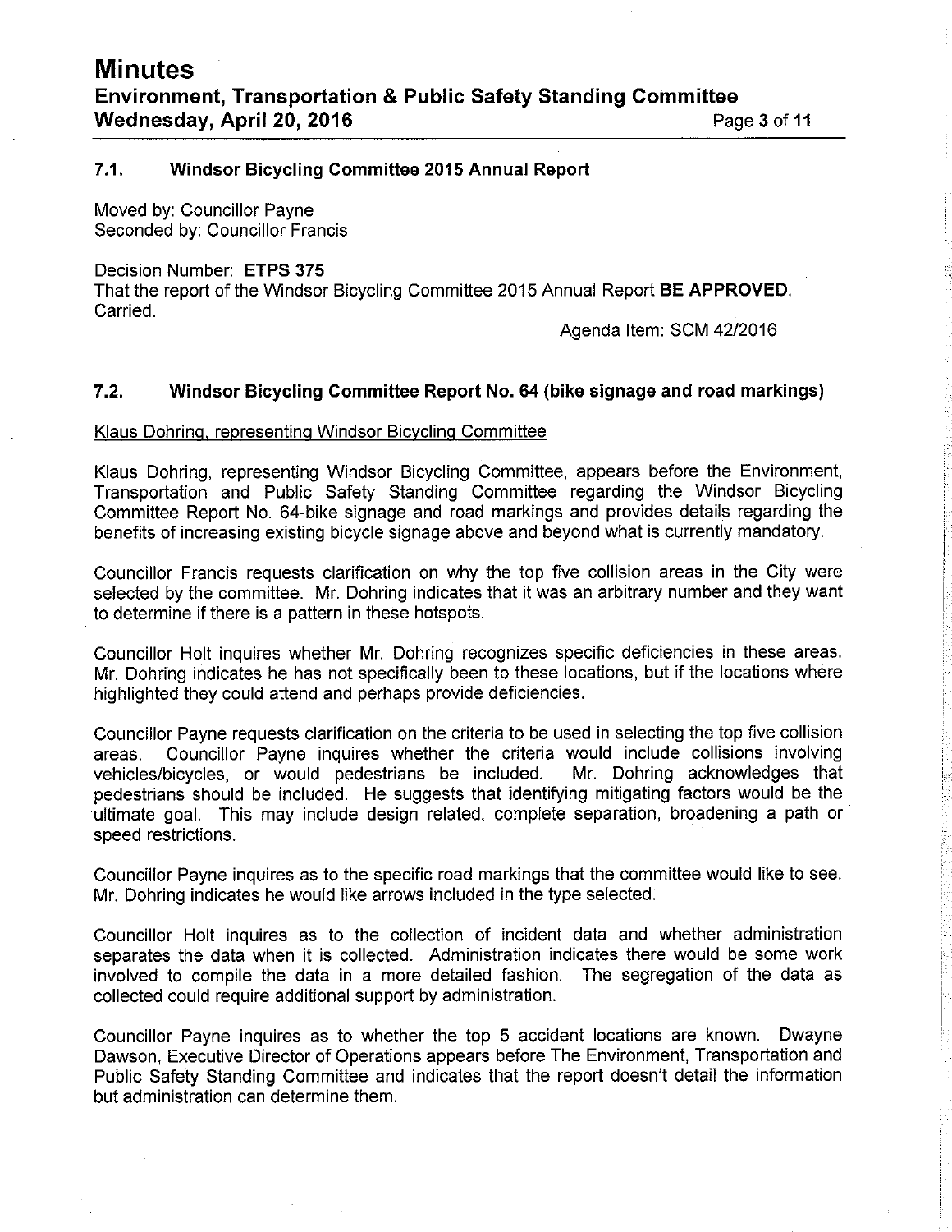### 7.1. Windsor Bicycling Committee 2015 Annual Report

Moved by: Councillor Payne
Seconded by: Councillor Francis

Decision Number: **ETPS 375**
That the report of the Windsor Bicycling Committee 2015 Annual Report **BE APPROVED**.
Carried.

Agenda Item: SCM 42/2016

### 7.2. Windsor Bicycling Committee Report No. 64 (bike signage and road markings)

Klaus Dohring, representing Windsor Bicycling Committee

Klaus Dohring, representing Windsor Bicycling Committee, appears before the Environment, Transportation and Public Safety Standing Committee regarding the Windsor Bicycling Committee Report No. 64-bike signage and road markings and provides details regarding the benefits of increasing existing bicycle signage above and beyond what is currently mandatory.

Councillor Francis requests clarification on why the top five collision areas in the City were selected by the committee. Mr. Dohring indicates that it was an arbitrary number and they want to determine if there is a pattern in these hotspots.

Councillor Holt inquires whether Mr. Dohring recognizes specific deficiencies in these areas. Mr. Dohring indicates he has not specifically been to these locations, but if the locations where highlighted they could attend and perhaps provide deficiencies.

Councillor Payne requests clarification on the criteria to be used in selecting the top five collision areas. Councillor Payne inquires whether the criteria would include collisions involving vehicles/bicycles, or would pedestrians be included. Mr. Dohring acknowledges that pedestrians should be included. He suggests that identifying mitigating factors would be the ultimate goal. This may include design related, complete separation, broadening a path or speed restrictions.

Councillor Payne inquires as to the specific road markings that the committee would like to see. Mr. Dohring indicates he would like arrows included in the type selected.

Councillor Holt inquires as to the collection of incident data and whether administration separates the data when it is collected. Administration indicates there would be some work involved to compile the data in a more detailed fashion. The segregation of the data as collected could require additional support by administration.

Councillor Payne inquires as to whether the top 5 accident locations are known. Dwayne Dawson, Executive Director of Operations appears before The Environment, Transportation and Public Safety Standing Committee and indicates that the report doesn't detail the information but administration can determine them.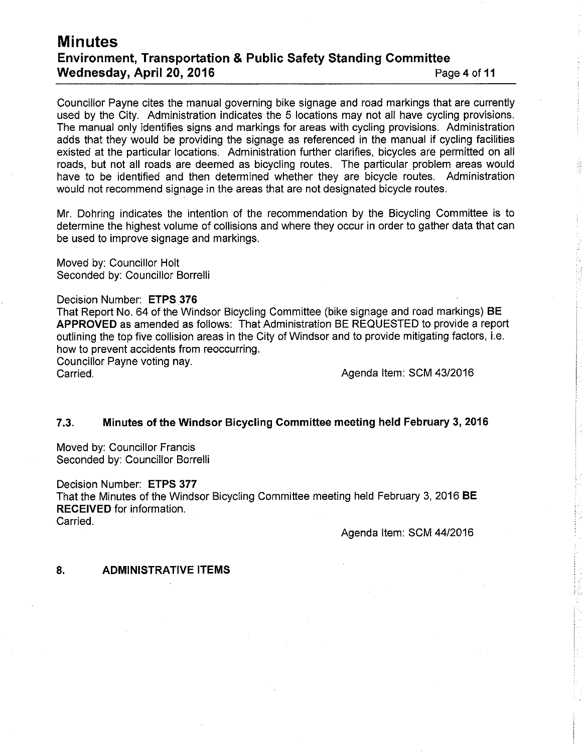Councillor Payne cites the manual governing bike signage and road markings that are currently used by the City. Administration indicates the 5 locations may not all have cycling provisions. The manual only identifies signs and markings for areas with cycling provisions. Administration adds that they would be providing the signage as referenced in the manual if cycling facilities existed at the particular locations. Administration further clarifies, bicycles are permitted on all roads, but not all roads are deemed as bicycling routes. The particular problem areas would have to be identified and then determined whether they are bicycle routes. Administration would not recommend signage in the areas that are not designated bicycle routes.

Mr. Dohring indicates the intention of the recommendation by the Bicycling Committee is to determine the highest volume of collisions and where they occur in order to gather data that can be used to improve signage and markings.

Moved by: Councillor Holt
Seconded by: Councillor Borrelli

Decision Number: **ETPS 376**
That Report No. 64 of the Windsor Bicycling Committee (bike signage and road markings) **BE APPROVED** as amended as follows: That Administration BE REQUESTED to provide a report outlining the top five collision areas in the City of Windsor and to provide mitigating factors, i.e. how to prevent accidents from reoccurring.
Councillor Payne voting nay.
Carried.

Agenda Item: SCM 43/2016

### 7.3. Minutes of the Windsor Bicycling Committee meeting held February 3, 2016

Moved by: Councillor Francis
Seconded by: Councillor Borrelli

Decision Number: **ETPS 377**
That the Minutes of the Windsor Bicycling Committee meeting held February 3, 2016 **BE RECEIVED** for information.
Carried.

Agenda Item: SCM 44/2016

## 8. ADMINISTRATIVE ITEMS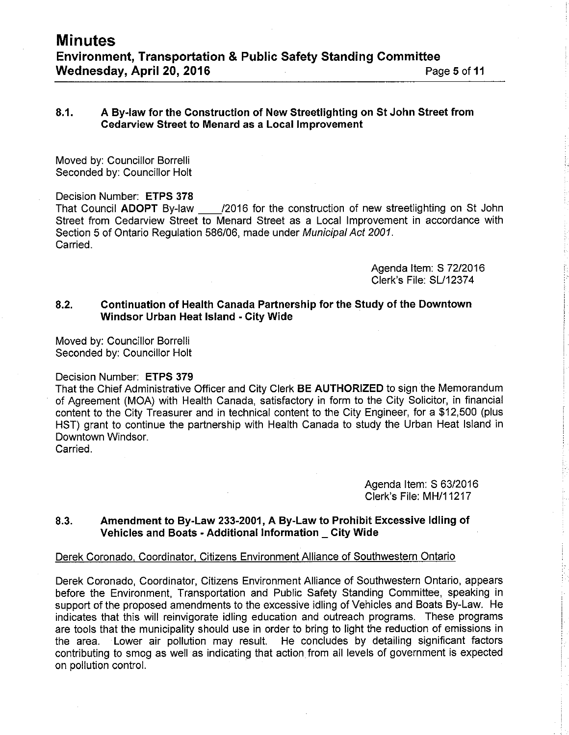### 8.1. A By-law for the Construction of New Streetlighting on St John Street from Cedarview Street to Menard as a Local Improvement

Moved by: Councillor Borrelli
Seconded by: Councillor Holt

Decision Number: **ETPS 378**
That Council **ADOPT** By-law ____/2016 for the construction of new streetlighting on St John Street from Cedarview Street to Menard Street as a Local Improvement in accordance with Section 5 of Ontario Regulation 586/06, made under *Municipal Act 2001*.
Carried.

Agenda Item: S 72/2016
Clerk's File: SL/12374

### 8.2. Continuation of Health Canada Partnership for the Study of the Downtown Windsor Urban Heat Island - City Wide

Moved by: Councillor Borrelli
Seconded by: Councillor Holt

Decision Number: **ETPS 379**
That the Chief Administrative Officer and City Clerk **BE AUTHORIZED** to sign the Memorandum of Agreement (MOA) with Health Canada, satisfactory in form to the City Solicitor, in financial content to the City Treasurer and in technical content to the City Engineer, for a $12,500 (plus HST) grant to continue the partnership with Health Canada to study the Urban Heat Island in Downtown Windsor.
Carried.

Agenda Item: S 63/2016
Clerk's File: MH/11217

### 8.3. Amendment to By-Law 233-2001, A By-Law to Prohibit Excessive Idling of Vehicles and Boats - Additional Information _ City Wide

Derek Coronado, Coordinator, Citizens Environment Alliance of Southwestern Ontario

Derek Coronado, Coordinator, Citizens Environment Alliance of Southwestern Ontario, appears before the Environment, Transportation and Public Safety Standing Committee, speaking in support of the proposed amendments to the excessive idling of Vehicles and Boats By-Law. He indicates that this will reinvigorate idling education and outreach programs. These programs are tools that the municipality should use in order to bring to light the reduction of emissions in the area. Lower air pollution may result. He concludes by detailing significant factors contributing to smog as well as indicating that action from all levels of government is expected on pollution control.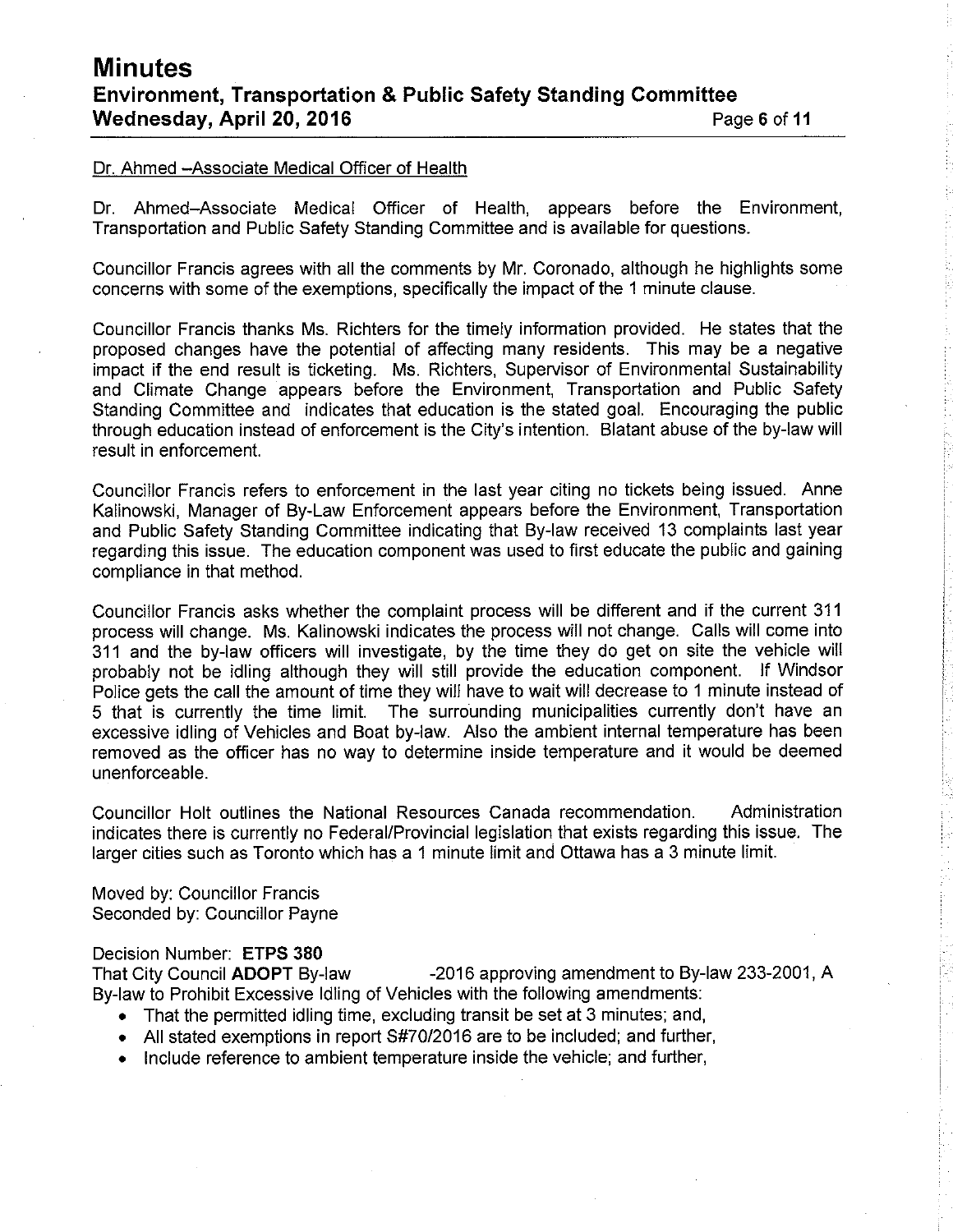Dr. Ahmed –Associate Medical Officer of Health

Dr. Ahmed–Associate Medical Officer of Health, appears before the Environment, Transportation and Public Safety Standing Committee and is available for questions.

Councillor Francis agrees with all the comments by Mr. Coronado, although he highlights some concerns with some of the exemptions, specifically the impact of the 1 minute clause.

Councillor Francis thanks Ms. Richters for the timely information provided. He states that the proposed changes have the potential of affecting many residents. This may be a negative impact if the end result is ticketing. Ms. Richters, Supervisor of Environmental Sustainability and Climate Change appears before the Environment, Transportation and Public Safety Standing Committee and indicates that education is the stated goal. Encouraging the public through education instead of enforcement is the City's intention. Blatant abuse of the by-law will result in enforcement.

Councillor Francis refers to enforcement in the last year citing no tickets being issued. Anne Kalinowski, Manager of By-Law Enforcement appears before the Environment, Transportation and Public Safety Standing Committee indicating that By-law received 13 complaints last year regarding this issue. The education component was used to first educate the public and gaining compliance in that method.

Councillor Francis asks whether the complaint process will be different and if the current 311 process will change. Ms. Kalinowski indicates the process will not change. Calls will come into 311 and the by-law officers will investigate, by the time they do get on site the vehicle will probably not be idling although they will still provide the education component. If Windsor Police gets the call the amount of time they will have to wait will decrease to 1 minute instead of 5 that is currently the time limit. The surrounding municipalities currently don't have an excessive idling of Vehicles and Boat by-law. Also the ambient internal temperature has been removed as the officer has no way to determine inside temperature and it would be deemed unenforceable.

Councillor Holt outlines the National Resources Canada recommendation. Administration indicates there is currently no Federal/Provincial legislation that exists regarding this issue. The larger cities such as Toronto which has a 1 minute limit and Ottawa has a 3 minute limit.

Moved by: Councillor Francis
Seconded by: Councillor Payne

Decision Number: **ETPS 380**
That City Council **ADOPT** By-law -2016 approving amendment to By-law 233-2001, A By-law to Prohibit Excessive Idling of Vehicles with the following amendments:

- That the permitted idling time, excluding transit be set at 3 minutes; and,
- All stated exemptions in report S#70/2016 are to be included; and further,
- Include reference to ambient temperature inside the vehicle; and further,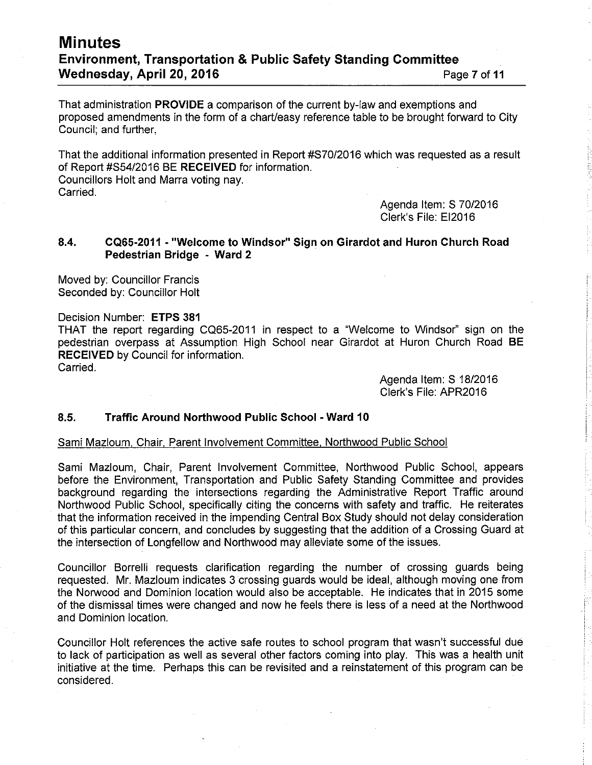That administration **PROVIDE** a comparison of the current by-law and exemptions and proposed amendments in the form of a chart/easy reference table to be brought forward to City Council; and further,

That the additional information presented in Report #S70/2016 which was requested as a result of Report #S54/2016 BE **RECEIVED** for information.
Councillors Holt and Marra voting nay.
Carried.

Agenda Item: S 70/2016
Clerk's File: EI2016

### 8.4. CQ65-2011 - "Welcome to Windsor" Sign on Girardot and Huron Church Road Pedestrian Bridge - Ward 2

Moved by: Councillor Francis
Seconded by: Councillor Holt

Decision Number: **ETPS 381**
THAT the report regarding CQ65-2011 in respect to a "Welcome to Windsor" sign on the pedestrian overpass at Assumption High School near Girardot at Huron Church Road **BE RECEIVED** by Council for information.
Carried.

Agenda Item: S 18/2016
Clerk's File: APR2016

### 8.5. Traffic Around Northwood Public School - Ward 10

Sami Mazloum, Chair, Parent Involvement Committee, Northwood Public School

Sami Mazloum, Chair, Parent Involvement Committee, Northwood Public School, appears before the Environment, Transportation and Public Safety Standing Committee and provides background regarding the intersections regarding the Administrative Report Traffic around Northwood Public School, specifically citing the concerns with safety and traffic. He reiterates that the information received in the impending Central Box Study should not delay consideration of this particular concern, and concludes by suggesting that the addition of a Crossing Guard at the intersection of Longfellow and Northwood may alleviate some of the issues.

Councillor Borrelli requests clarification regarding the number of crossing guards being requested. Mr. Mazloum indicates 3 crossing guards would be ideal, although moving one from the Norwood and Dominion location would also be acceptable. He indicates that in 2015 some of the dismissal times were changed and now he feels there is less of a need at the Northwood and Dominion location.

Councillor Holt references the active safe routes to school program that wasn't successful due to lack of participation as well as several other factors coming into play. This was a health unit initiative at the time. Perhaps this can be revisited and a reinstatement of this program can be considered.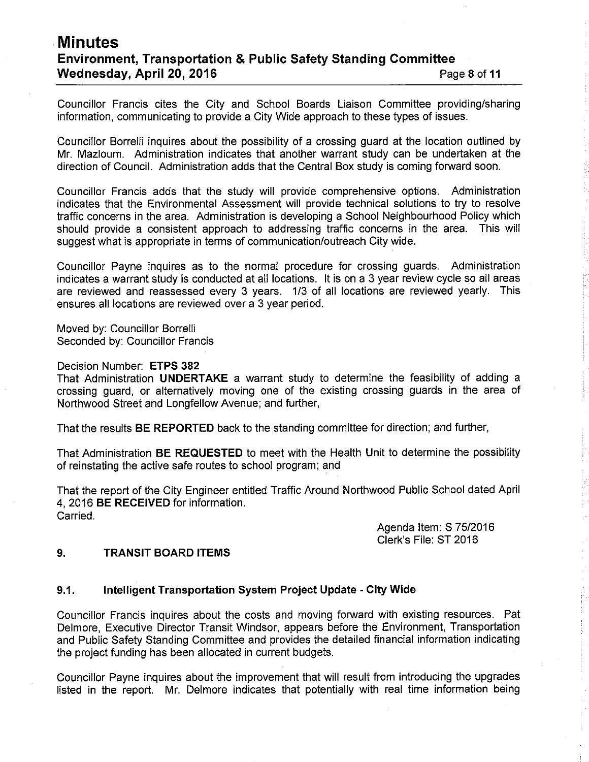Councillor Francis cites the City and School Boards Liaison Committee providing/sharing information, communicating to provide a City Wide approach to these types of issues.

Councillor Borrelli inquires about the possibility of a crossing guard at the location outlined by Mr. Mazloum. Administration indicates that another warrant study can be undertaken at the direction of Council. Administration adds that the Central Box study is coming forward soon.

Councillor Francis adds that the study will provide comprehensive options. Administration indicates that the Environmental Assessment will provide technical solutions to try to resolve traffic concerns in the area. Administration is developing a School Neighbourhood Policy which should provide a consistent approach to addressing traffic concerns in the area. This will suggest what is appropriate in terms of communication/outreach City wide.

Councillor Payne inquires as to the normal procedure for crossing guards. Administration indicates a warrant study is conducted at all locations. It is on a 3 year review cycle so all areas are reviewed and reassessed every 3 years. 1/3 of all locations are reviewed yearly. This ensures all locations are reviewed over a 3 year period.

Moved by: Councillor Borrelli
Seconded by: Councillor Francis

Decision Number: **ETPS 382**
That Administration **UNDERTAKE** a warrant study to determine the feasibility of adding a crossing guard, or alternatively moving one of the existing crossing guards in the area of Northwood Street and Longfellow Avenue; and further,

That the results **BE REPORTED** back to the standing committee for direction; and further,

That Administration **BE REQUESTED** to meet with the Health Unit to determine the possibility of reinstating the active safe routes to school program; and

That the report of the City Engineer entitled Traffic Around Northwood Public School dated April 4, 2016 **BE RECEIVED** for information.
Carried.

Agenda Item: S 75/2016
Clerk's File: ST 2016

## 9. TRANSIT BOARD ITEMS

### 9.1. Intelligent Transportation System Project Update - City Wide

Councillor Francis inquires about the costs and moving forward with existing resources. Pat Delmore, Executive Director Transit Windsor, appears before the Environment, Transportation and Public Safety Standing Committee and provides the detailed financial information indicating the project funding has been allocated in current budgets.

Councillor Payne inquires about the improvement that will result from introducing the upgrades listed in the report. Mr. Delmore indicates that potentially with real time information being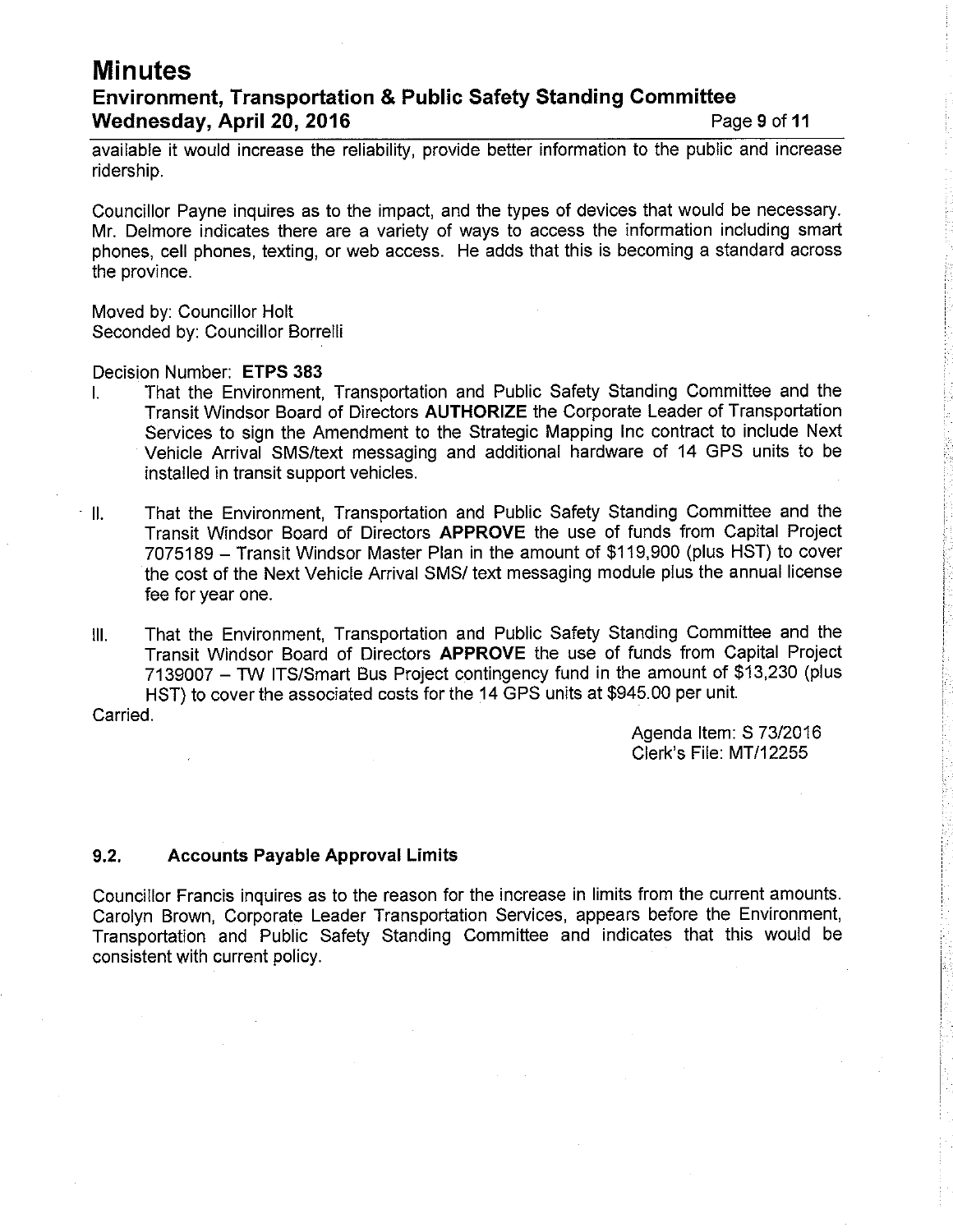available it would increase the reliability, provide better information to the public and increase ridership.

Councillor Payne inquires as to the impact, and the types of devices that would be necessary. Mr. Delmore indicates there are a variety of ways to access the information including smart phones, cell phones, texting, or web access. He adds that this is becoming a standard across the province.

Moved by: Councillor Holt
Seconded by: Councillor Borrelli

Decision Number: **ETPS 383**

I. That the Environment, Transportation and Public Safety Standing Committee and the Transit Windsor Board of Directors **AUTHORIZE** the Corporate Leader of Transportation Services to sign the Amendment to the Strategic Mapping Inc contract to include Next Vehicle Arrival SMS/text messaging and additional hardware of 14 GPS units to be installed in transit support vehicles.

II. That the Environment, Transportation and Public Safety Standing Committee and the Transit Windsor Board of Directors **APPROVE** the use of funds from Capital Project 7075189 – Transit Windsor Master Plan in the amount of $119,900 (plus HST) to cover the cost of the Next Vehicle Arrival SMS/ text messaging module plus the annual license fee for year one.

III. That the Environment, Transportation and Public Safety Standing Committee and the Transit Windsor Board of Directors **APPROVE** the use of funds from Capital Project 7139007 – TW ITS/Smart Bus Project contingency fund in the amount of $13,230 (plus HST) to cover the associated costs for the 14 GPS units at $945.00 per unit.

Carried.

Agenda Item: S 73/2016
Clerk's File: MT/12255

### 9.2. Accounts Payable Approval Limits

Councillor Francis inquires as to the reason for the increase in limits from the current amounts. Carolyn Brown, Corporate Leader Transportation Services, appears before the Environment, Transportation and Public Safety Standing Committee and indicates that this would be consistent with current policy.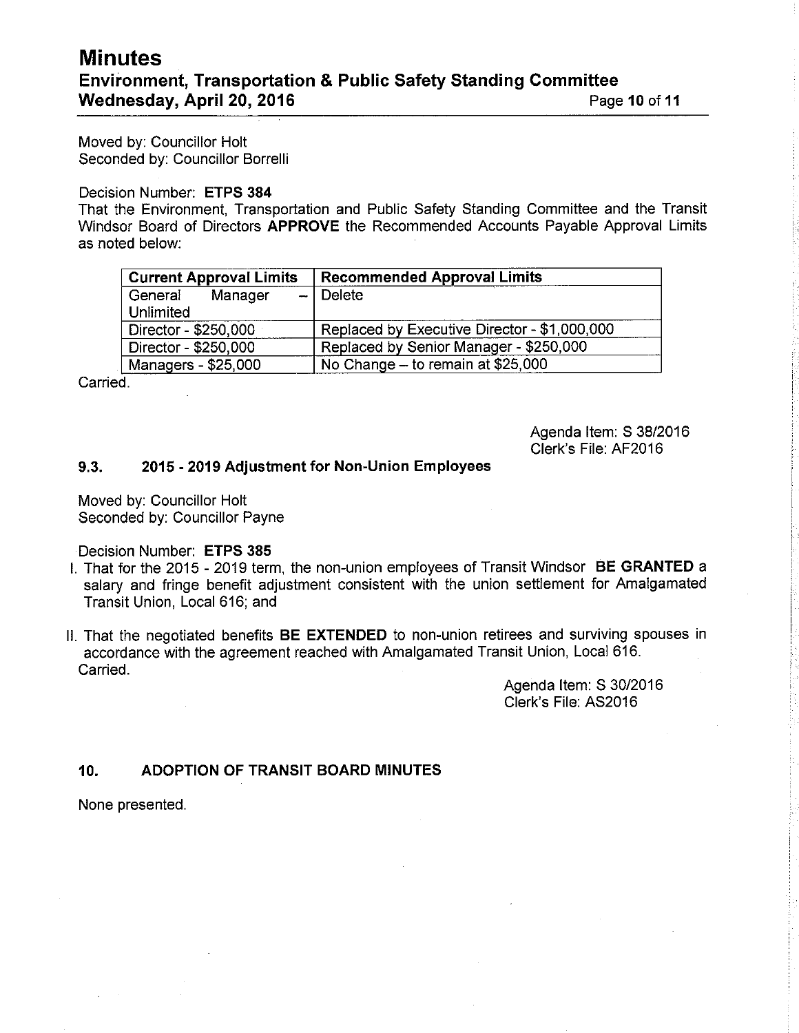Moved by: Councillor Holt
Seconded by: Councillor Borrelli

Decision Number: **ETPS 384**
That the Environment, Transportation and Public Safety Standing Committee and the Transit Windsor Board of Directors **APPROVE** the Recommended Accounts Payable Approval Limits as noted below:

| Current Approval Limits | Recommended Approval Limits |
|---|---|
| General Manager – Unlimited | Delete |
| Director - $250,000 | Replaced by Executive Director - $1,000,000 |
| Director - $250,000 | Replaced by Senior Manager - $250,000 |
| Managers - $25,000 | No Change – to remain at $25,000 |

Carried.

Agenda Item: S 38/2016
Clerk's File: AF2016

### 9.3. 2015 - 2019 Adjustment for Non-Union Employees

Moved by: Councillor Holt
Seconded by: Councillor Payne

Decision Number: **ETPS 385**

I. That for the 2015 - 2019 term, the non-union employees of Transit Windsor **BE GRANTED** a salary and fringe benefit adjustment consistent with the union settlement for Amalgamated Transit Union, Local 616; and

II. That the negotiated benefits **BE EXTENDED** to non-union retirees and surviving spouses in accordance with the agreement reached with Amalgamated Transit Union, Local 616.
Carried.

Agenda Item: S 30/2016
Clerk's File: AS2016

## 10. ADOPTION OF TRANSIT BOARD MINUTES

None presented.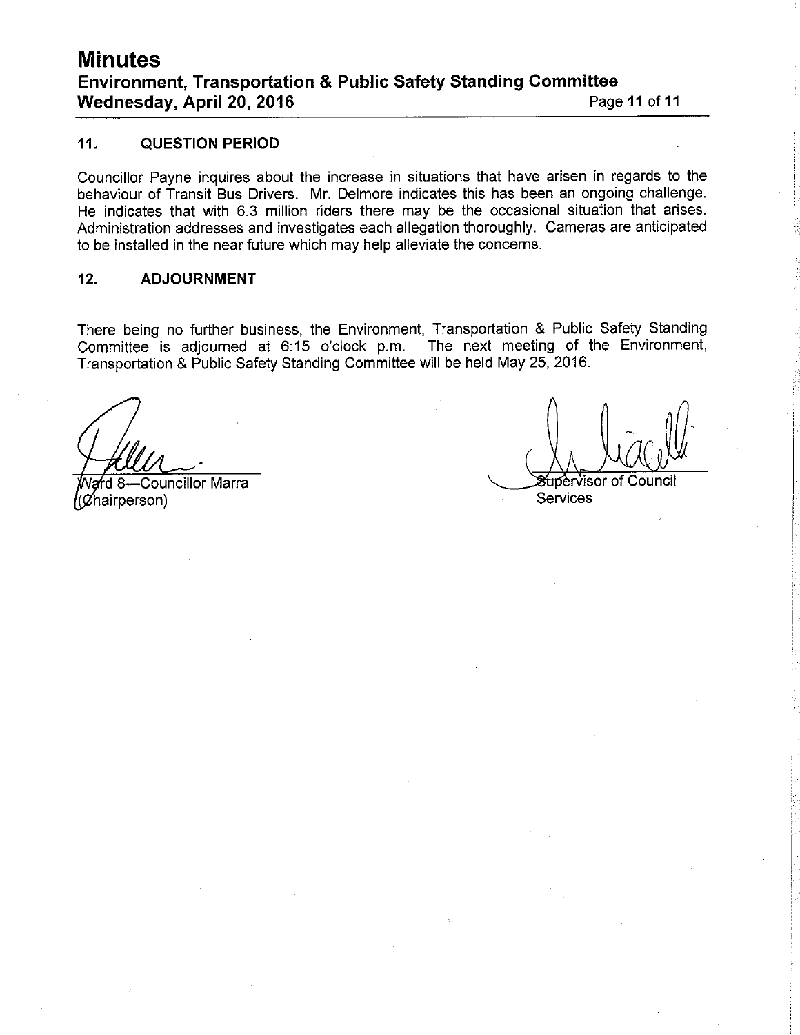## 11. QUESTION PERIOD

Councillor Payne inquires about the increase in situations that have arisen in regards to the behaviour of Transit Bus Drivers. Mr. Delmore indicates this has been an ongoing challenge. He indicates that with 6.3 million riders there may be the occasional situation that arises. Administration addresses and investigates each allegation thoroughly. Cameras are anticipated to be installed in the near future which may help alleviate the concerns.

## 12. ADJOURNMENT

There being no further business, the Environment, Transportation & Public Safety Standing Committee is adjourned at 6:15 o'clock p.m. The next meeting of the Environment, Transportation & Public Safety Standing Committee will be held May 25, 2016.

Ward 8—Councillor Marra
(Chairperson)

Supervisor of Council
Services